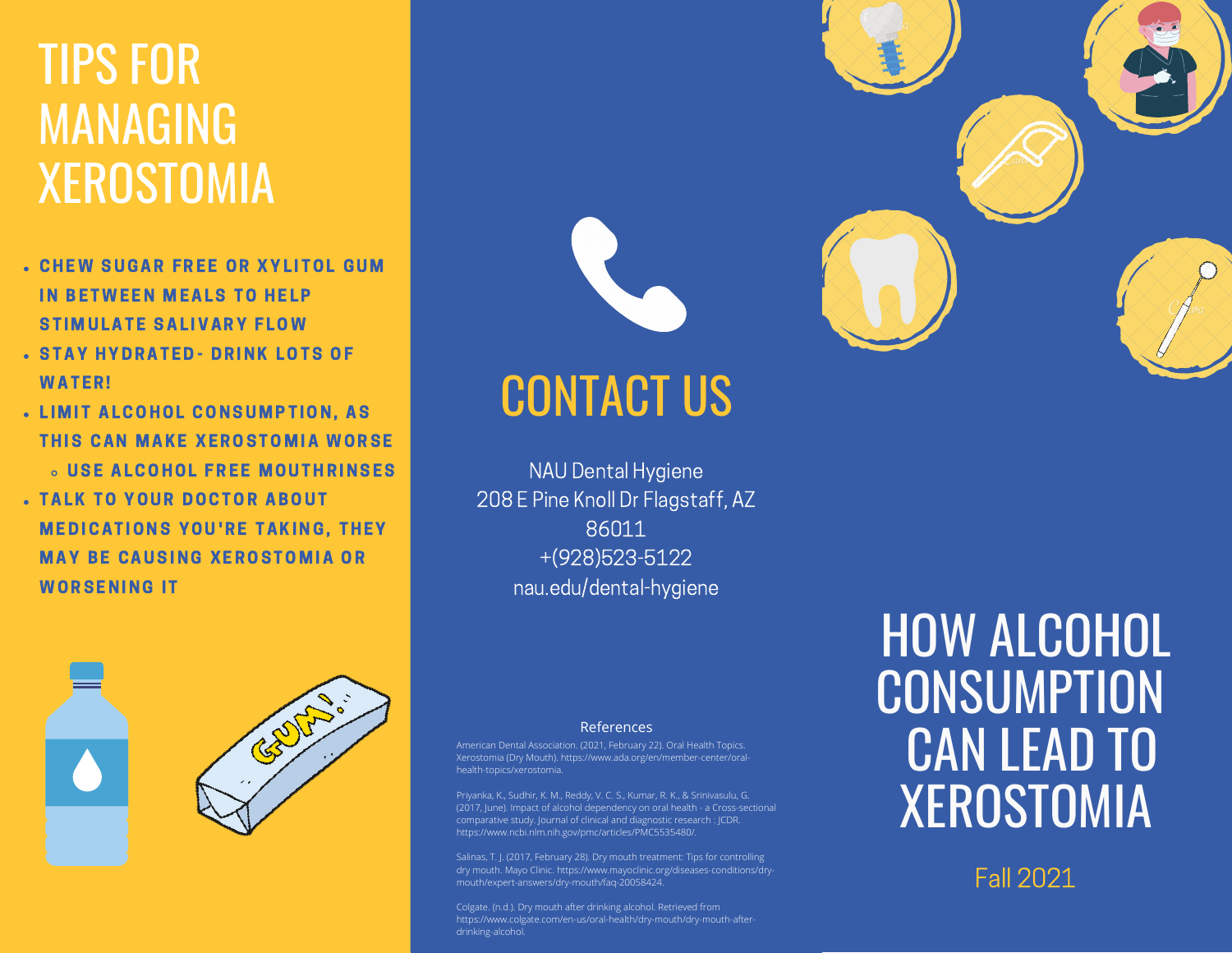# TIPS FOR MANAGING XEROSTOMIA

- CHEW SUGAR FREE OR XYLITOL GUM IN BETWEEN MEALS TO HELP STIMULATE SALIVARY FLOW
- STAY HYDRATED- DRINK LOTS OF WATER!
- LIMIT ALCOHOL CONSUMPTION, AS THIS CAN MAKE XEROSTOMIA WORSE
  - USE ALCOHOL FREE MOUTHRINSES
- TALK TO YOUR DOCTOR ABOUT MEDICATIONS YOU'RE TAKING, THEY MAY BE CAUSING XEROSTOMIA OR WORSENING IT

# CONTACT US

NAU Dental Hygiene
208 E Pine Knoll Dr Flagstaff, AZ 86011
+(928)523-5122
nau.edu/dental-hygiene

## References

American Dental Association. (2021, February 22). Oral Health Topics. Xerostomia (Dry Mouth). https://www.ada.org/en/member-center/oral-health-topics/xerostomia.

Priyanka, K., Sudhir, K. M., Reddy, V. C. S., Kumar, R. K., & Srinivasulu, G. (2017, June). Impact of alcohol dependency on oral health - a Cross-sectional comparative study. Journal of clinical and diagnostic research : JCDR. https://www.ncbi.nlm.nih.gov/pmc/articles/PMC5535480/.

Salinas, T. J. (2017, February 28). Dry mouth treatment: Tips for controlling dry mouth. Mayo Clinic. https://www.mayoclinic.org/diseases-conditions/dry-mouth/expert-answers/dry-mouth/faq-20058424.

Colgate. (n.d.). Dry mouth after drinking alcohol. Retrieved from https://www.colgate.com/en-us/oral-health/dry-mouth/dry-mouth-after-drinking-alcohol.

# HOW ALCOHOL CONSUMPTION CAN LEAD TO XEROSTOMIA

Fall 2021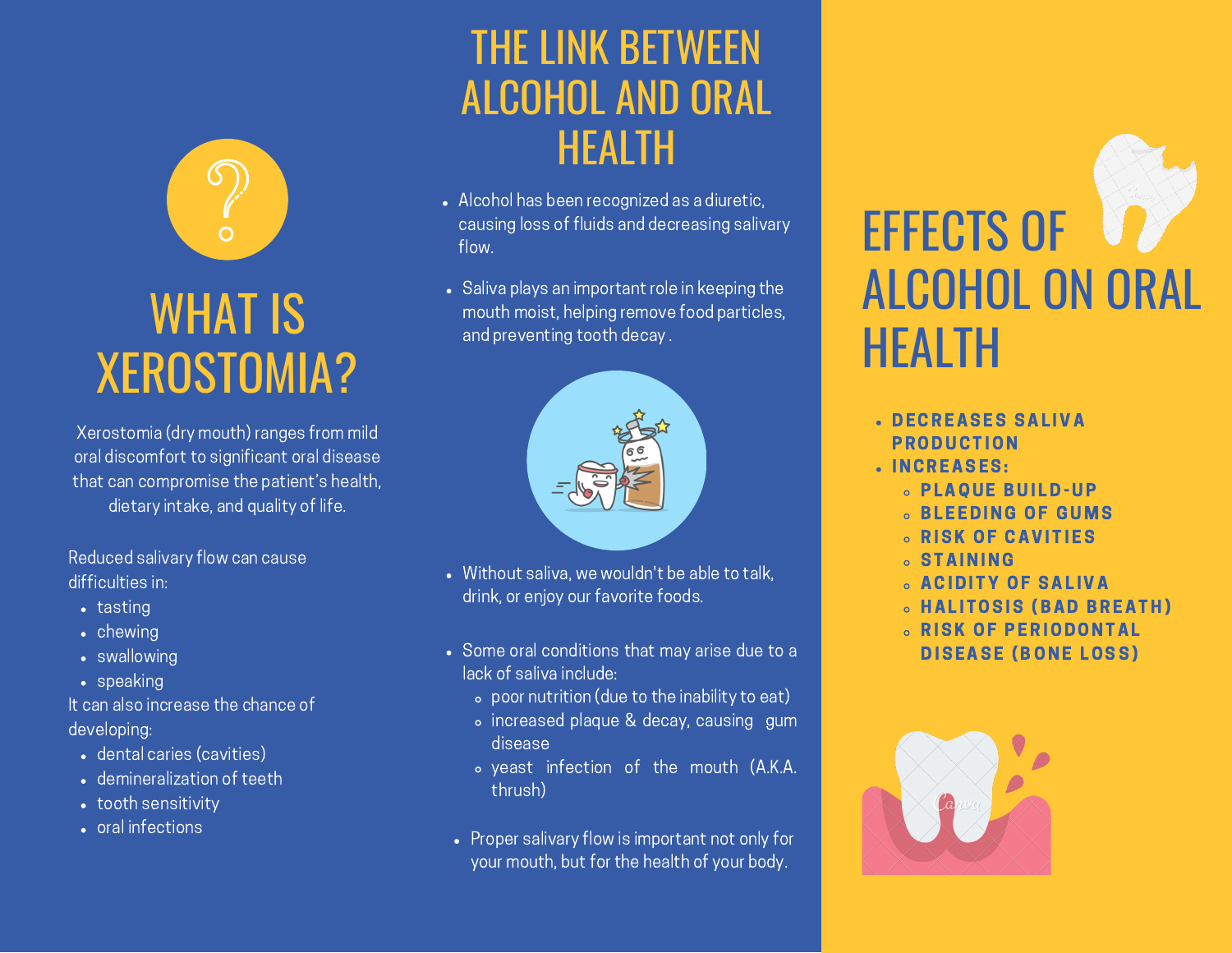# WHAT IS XEROSTOMIA?

Xerostomia (dry mouth) ranges from mild oral discomfort to significant oral disease that can compromise the patient's health, dietary intake, and quality of life.

Reduced salivary flow can cause difficulties in:

- tasting
- chewing
- swallowing
- speaking

It can also increase the chance of developing:

- dental caries (cavities)
- demineralization of teeth
- tooth sensitivity
- oral infections

# THE LINK BETWEEN ALCOHOL AND ORAL HEALTH

- Alcohol has been recognized as a diuretic, causing loss of fluids and decreasing salivary flow.
- Saliva plays an important role in keeping the mouth moist, helping remove food particles, and preventing tooth decay .
- Without saliva, we wouldn't be able to talk, drink, or enjoy our favorite foods.
- Some oral conditions that may arise due to a lack of saliva include:
  - poor nutrition (due to the inability to eat)
  - increased plaque & decay, causing gum disease
  - yeast infection of the mouth (A.K.A. thrush)
- Proper salivary flow is important not only for your mouth, but for the health of your body.

# EFFECTS OF ALCOHOL ON ORAL HEALTH

- **DECREASES SALIVA PRODUCTION**
- **INCREASES:**
  - **PLAQUE BUILD-UP**
  - **BLEEDING OF GUMS**
  - **RISK OF CAVITIES**
  - **STAINING**
  - **ACIDITY OF SALIVA**
  - **HALITOSIS (BAD BREATH)**
  - **RISK OF PERIODONTAL DISEASE (BONE LOSS)**